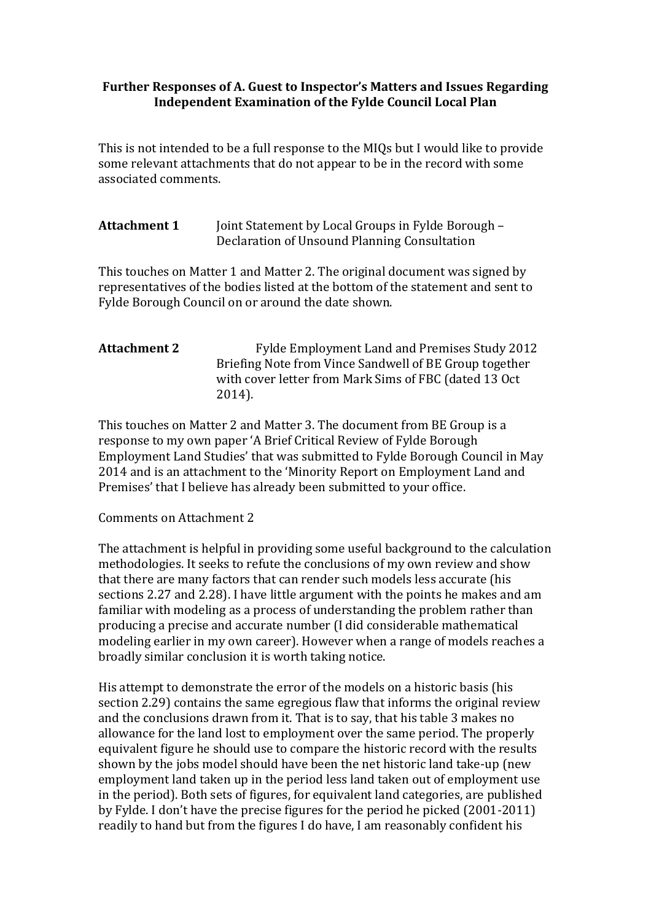**Further Responses of A. Guest to Inspector's Matters and Issues Regarding Independent Examination of the Fylde Council Local Plan**

This is not intended to be a full response to the MIQs but I would like to provide some relevant attachments that do not appear to be in the record with some associated comments.

**Attachment 1** Joint Statement by Local Groups in Fylde Borough – Declaration of Unsound Planning Consultation

This touches on Matter 1 and Matter 2. The original document was signed by representatives of the bodies listed at the bottom of the statement and sent to Fylde Borough Council on or around the date shown.

**Attachment 2** Fylde Employment Land and Premises Study 2012 Briefing Note from Vince Sandwell of BE Group together with cover letter from Mark Sims of FBC (dated 13 Oct 2014).

This touches on Matter 2 and Matter 3. The document from BE Group is a response to my own paper 'A Brief Critical Review of Fylde Borough Employment Land Studies' that was submitted to Fylde Borough Council in May 2014 and is an attachment to the 'Minority Report on Employment Land and Premises' that I believe has already been submitted to your office.

Comments on Attachment 2

The attachment is helpful in providing some useful background to the calculation methodologies. It seeks to refute the conclusions of my own review and show that there are many factors that can render such models less accurate (his sections 2.27 and 2.28). I have little argument with the points he makes and am familiar with modeling as a process of understanding the problem rather than producing a precise and accurate number (I did considerable mathematical modeling earlier in my own career). However when a range of models reaches a broadly similar conclusion it is worth taking notice.

His attempt to demonstrate the error of the models on a historic basis (his section 2.29) contains the same egregious flaw that informs the original review and the conclusions drawn from it. That is to say, that his table 3 makes no allowance for the land lost to employment over the same period. The properly equivalent figure he should use to compare the historic record with the results shown by the jobs model should have been the net historic land take-up (new employment land taken up in the period less land taken out of employment use in the period). Both sets of figures, for equivalent land categories, are published by Fylde. I don't have the precise figures for the period he picked (2001-2011) readily to hand but from the figures I do have, I am reasonably confident his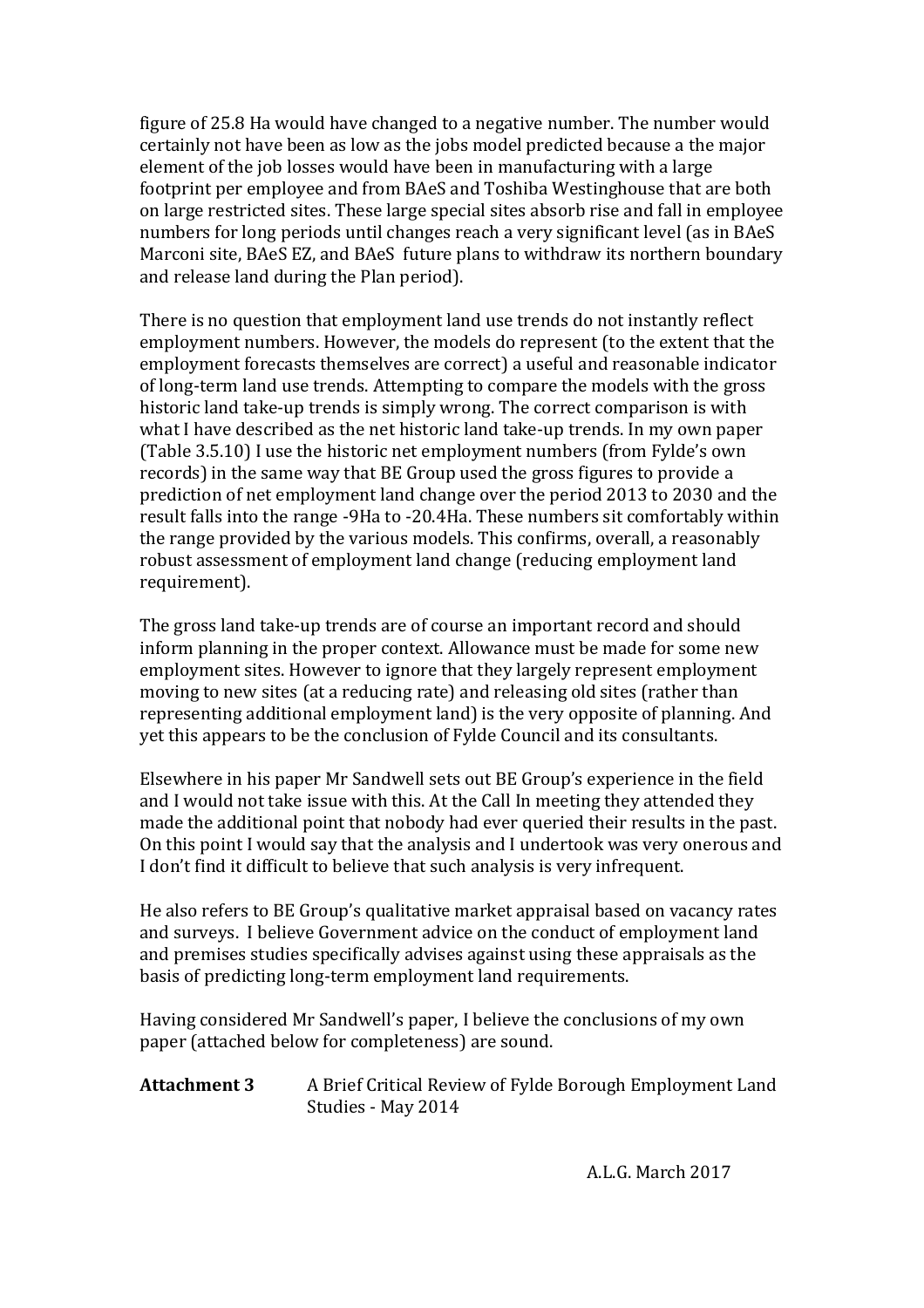figure of 25.8 Ha would have changed to a negative number. The number would certainly not have been as low as the jobs model predicted because a the major element of the job losses would have been in manufacturing with a large footprint per employee and from BAeS and Toshiba Westinghouse that are both on large restricted sites. These large special sites absorb rise and fall in employee numbers for long periods until changes reach a very significant level (as in BAeS Marconi site, BAeS EZ, and BAeS future plans to withdraw its northern boundary and release land during the Plan period).

There is no question that employment land use trends do not instantly reflect employment numbers. However, the models do represent (to the extent that the employment forecasts themselves are correct) a useful and reasonable indicator of long-term land use trends. Attempting to compare the models with the gross historic land take-up trends is simply wrong. The correct comparison is with what I have described as the net historic land take-up trends. In my own paper (Table 3.5.10) I use the historic net employment numbers (from Fylde's own records) in the same way that BE Group used the gross figures to provide a prediction of net employment land change over the period 2013 to 2030 and the result falls into the range -9Ha to -20.4Ha. These numbers sit comfortably within the range provided by the various models. This confirms, overall, a reasonably robust assessment of employment land change (reducing employment land requirement).

The gross land take-up trends are of course an important record and should inform planning in the proper context. Allowance must be made for some new employment sites. However to ignore that they largely represent employment moving to new sites (at a reducing rate) and releasing old sites (rather than representing additional employment land) is the very opposite of planning. And yet this appears to be the conclusion of Fylde Council and its consultants.

Elsewhere in his paper Mr Sandwell sets out BE Group's experience in the field and I would not take issue with this. At the Call In meeting they attended they made the additional point that nobody had ever queried their results in the past. On this point I would say that the analysis and I undertook was very onerous and I don't find it difficult to believe that such analysis is very infrequent.

He also refers to BE Group's qualitative market appraisal based on vacancy rates and surveys. I believe Government advice on the conduct of employment land and premises studies specifically advises against using these appraisals as the basis of predicting long-term employment land requirements.

Having considered Mr Sandwell's paper, I believe the conclusions of my own paper (attached below for completeness) are sound.

**Attachment 3** A Brief Critical Review of Fylde Borough Employment Land Studies - May 2014

A.L.G. March 2017